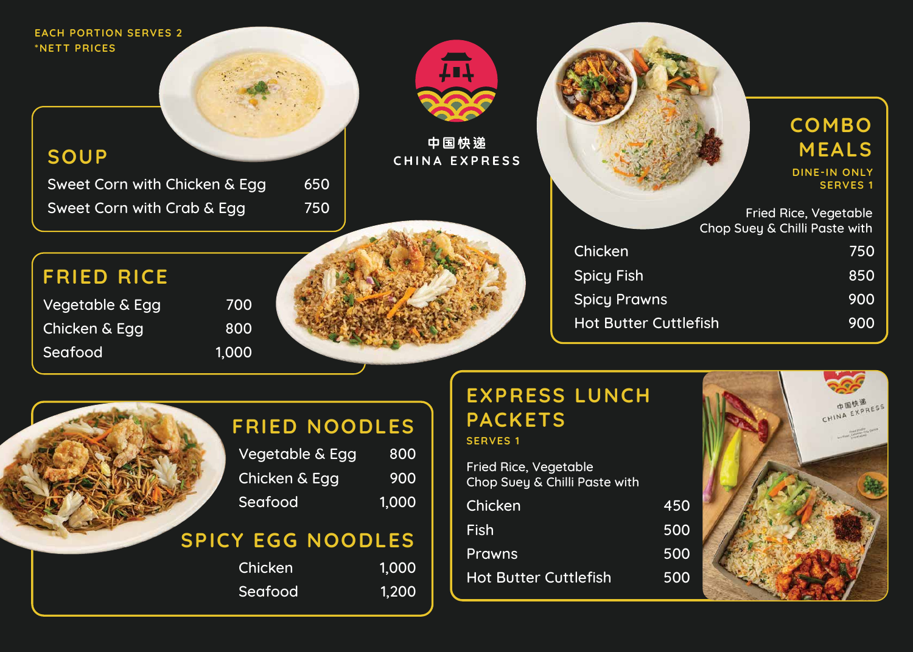EACH PORTION SERVES 2
*NETT PRICES

中国快递
CHINA EXPRESS

## SOUP

| Item | Price |
| --- | --- |
| Sweet Corn with Chicken & Egg | 650 |
| Sweet Corn with Crab & Egg | 750 |

## FRIED RICE

| Item | Price |
| --- | --- |
| Vegetable & Egg | 700 |
| Chicken & Egg | 800 |
| Seafood | 1,000 |

## COMBO MEALS

DINE-IN ONLY
SERVES 1

Fried Rice, Vegetable Chop Suey & Chilli Paste with

| Item | Price |
| --- | --- |
| Chicken | 750 |
| Spicy Fish | 850 |
| Spicy Prawns | 900 |
| Hot Butter Cuttlefish | 900 |

## FRIED NOODLES

| Item | Price |
| --- | --- |
| Vegetable & Egg | 800 |
| Chicken & Egg | 900 |
| Seafood | 1,000 |

## SPICY EGG NOODLES

| Item | Price |
| --- | --- |
| Chicken | 1,000 |
| Seafood | 1,200 |

## EXPRESS LUNCH PACKETS

SERVES 1

Fried Rice, Vegetable Chop Suey & Chilli Paste with

| Item | Price |
| --- | --- |
| Chicken | 450 |
| Fish | 500 |
| Prawns | 500 |
| Hot Butter Cuttlefish | 500 |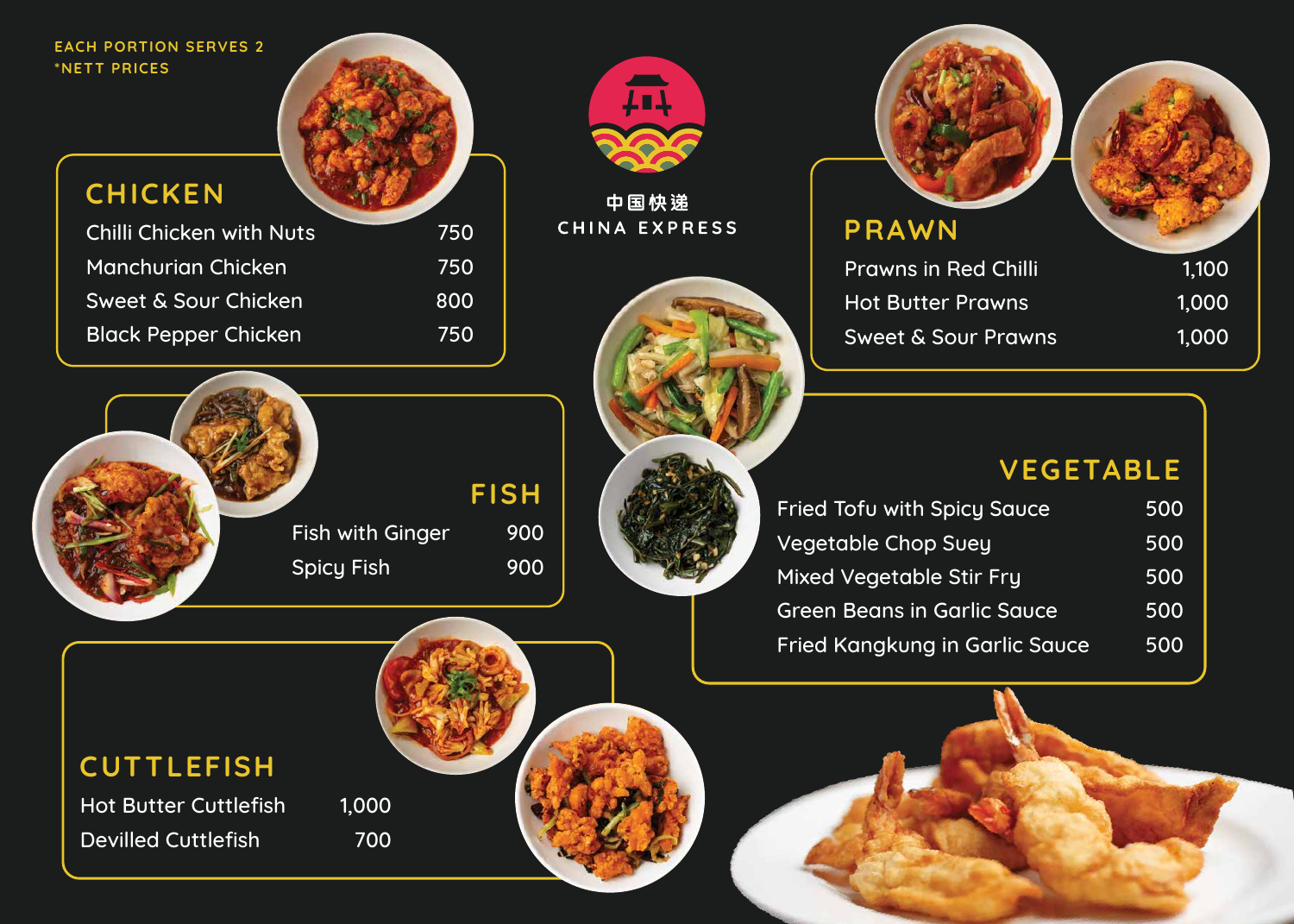EACH PORTION SERVES 2
*NETT PRICES

中国快递
CHINA EXPRESS

## CHICKEN

| | |
|---|---|
| Chilli Chicken with Nuts | 750 |
| Manchurian Chicken | 750 |
| Sweet & Sour Chicken | 800 |
| Black Pepper Chicken | 750 |

## PRAWN

| | |
|---|---|
| Prawns in Red Chilli | 1,100 |
| Hot Butter Prawns | 1,000 |
| Sweet & Sour Prawns | 1,000 |

## FISH

| | |
|---|---|
| Fish with Ginger | 900 |
| Spicy Fish | 900 |

## VEGETABLE

| | |
|---|---|
| Fried Tofu with Spicy Sauce | 500 |
| Vegetable Chop Suey | 500 |
| Mixed Vegetable Stir Fry | 500 |
| Green Beans in Garlic Sauce | 500 |
| Fried Kangkung in Garlic Sauce | 500 |

## CUTTLEFISH

| | |
|---|---|
| Hot Butter Cuttlefish | 1,000 |
| Devilled Cuttlefish | 700 |